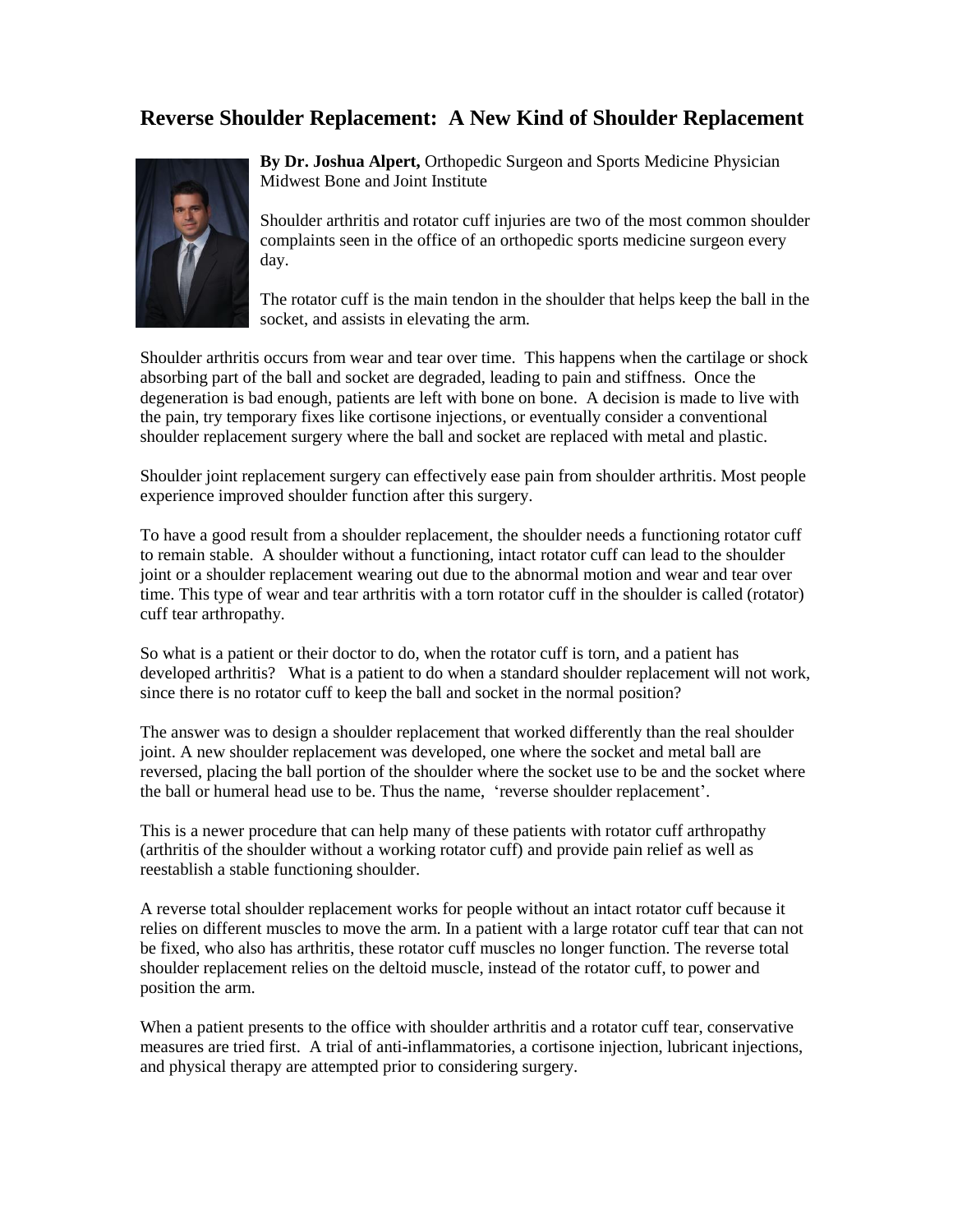# Reverse Shoulder Replacement: A New Kind of Shoulder Replacement

**By Dr. Joshua Alpert,** Orthopedic Surgeon and Sports Medicine Physician
Midwest Bone and Joint Institute

Shoulder arthritis and rotator cuff injuries are two of the most common shoulder complaints seen in the office of an orthopedic sports medicine surgeon every day.

The rotator cuff is the main tendon in the shoulder that helps keep the ball in the socket, and assists in elevating the arm.

Shoulder arthritis occurs from wear and tear over time. This happens when the cartilage or shock absorbing part of the ball and socket are degraded, leading to pain and stiffness. Once the degeneration is bad enough, patients are left with bone on bone. A decision is made to live with the pain, try temporary fixes like cortisone injections, or eventually consider a conventional shoulder replacement surgery where the ball and socket are replaced with metal and plastic.

Shoulder joint replacement surgery can effectively ease pain from shoulder arthritis. Most people experience improved shoulder function after this surgery.

To have a good result from a shoulder replacement, the shoulder needs a functioning rotator cuff to remain stable. A shoulder without a functioning, intact rotator cuff can lead to the shoulder joint or a shoulder replacement wearing out due to the abnormal motion and wear and tear over time. This type of wear and tear arthritis with a torn rotator cuff in the shoulder is called (rotator) cuff tear arthropathy.

So what is a patient or their doctor to do, when the rotator cuff is torn, and a patient has developed arthritis? What is a patient to do when a standard shoulder replacement will not work, since there is no rotator cuff to keep the ball and socket in the normal position?

The answer was to design a shoulder replacement that worked differently than the real shoulder joint. A new shoulder replacement was developed, one where the socket and metal ball are reversed, placing the ball portion of the shoulder where the socket use to be and the socket where the ball or humeral head use to be. Thus the name, 'reverse shoulder replacement'.

This is a newer procedure that can help many of these patients with rotator cuff arthropathy (arthritis of the shoulder without a working rotator cuff) and provide pain relief as well as reestablish a stable functioning shoulder.

A reverse total shoulder replacement works for people without an intact rotator cuff because it relies on different muscles to move the arm. In a patient with a large rotator cuff tear that can not be fixed, who also has arthritis, these rotator cuff muscles no longer function. The reverse total shoulder replacement relies on the deltoid muscle, instead of the rotator cuff, to power and position the arm.

When a patient presents to the office with shoulder arthritis and a rotator cuff tear, conservative measures are tried first. A trial of anti-inflammatories, a cortisone injection, lubricant injections, and physical therapy are attempted prior to considering surgery.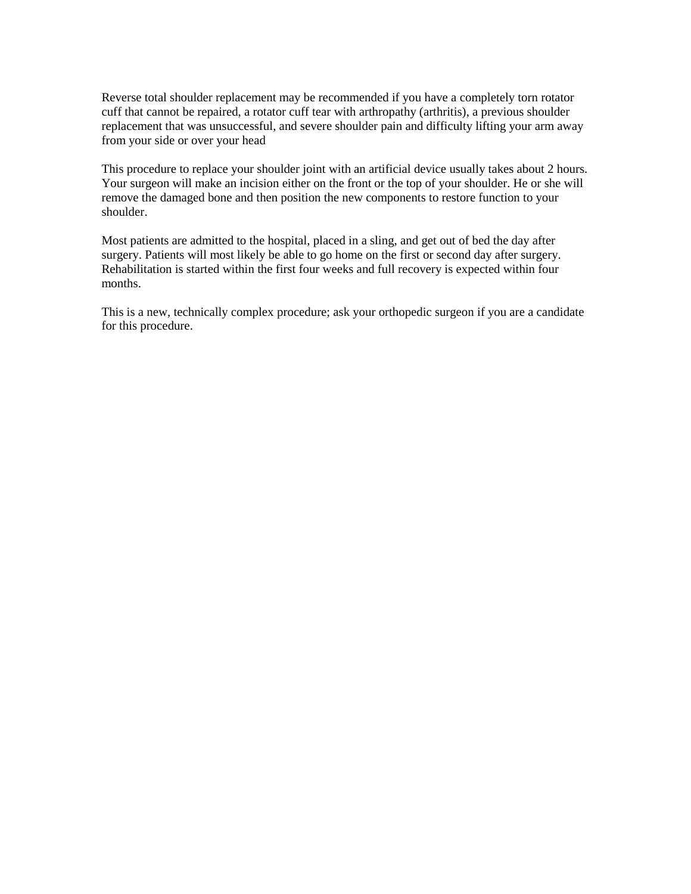Reverse total shoulder replacement may be recommended if you have a completely torn rotator cuff that cannot be repaired, a rotator cuff tear with arthropathy (arthritis), a previous shoulder replacement that was unsuccessful, and severe shoulder pain and difficulty lifting your arm away from your side or over your head

This procedure to replace your shoulder joint with an artificial device usually takes about 2 hours. Your surgeon will make an incision either on the front or the top of your shoulder. He or she will remove the damaged bone and then position the new components to restore function to your shoulder.

Most patients are admitted to the hospital, placed in a sling, and get out of bed the day after surgery. Patients will most likely be able to go home on the first or second day after surgery. Rehabilitation is started within the first four weeks and full recovery is expected within four months.

This is a new, technically complex procedure; ask your orthopedic surgeon if you are a candidate for this procedure.